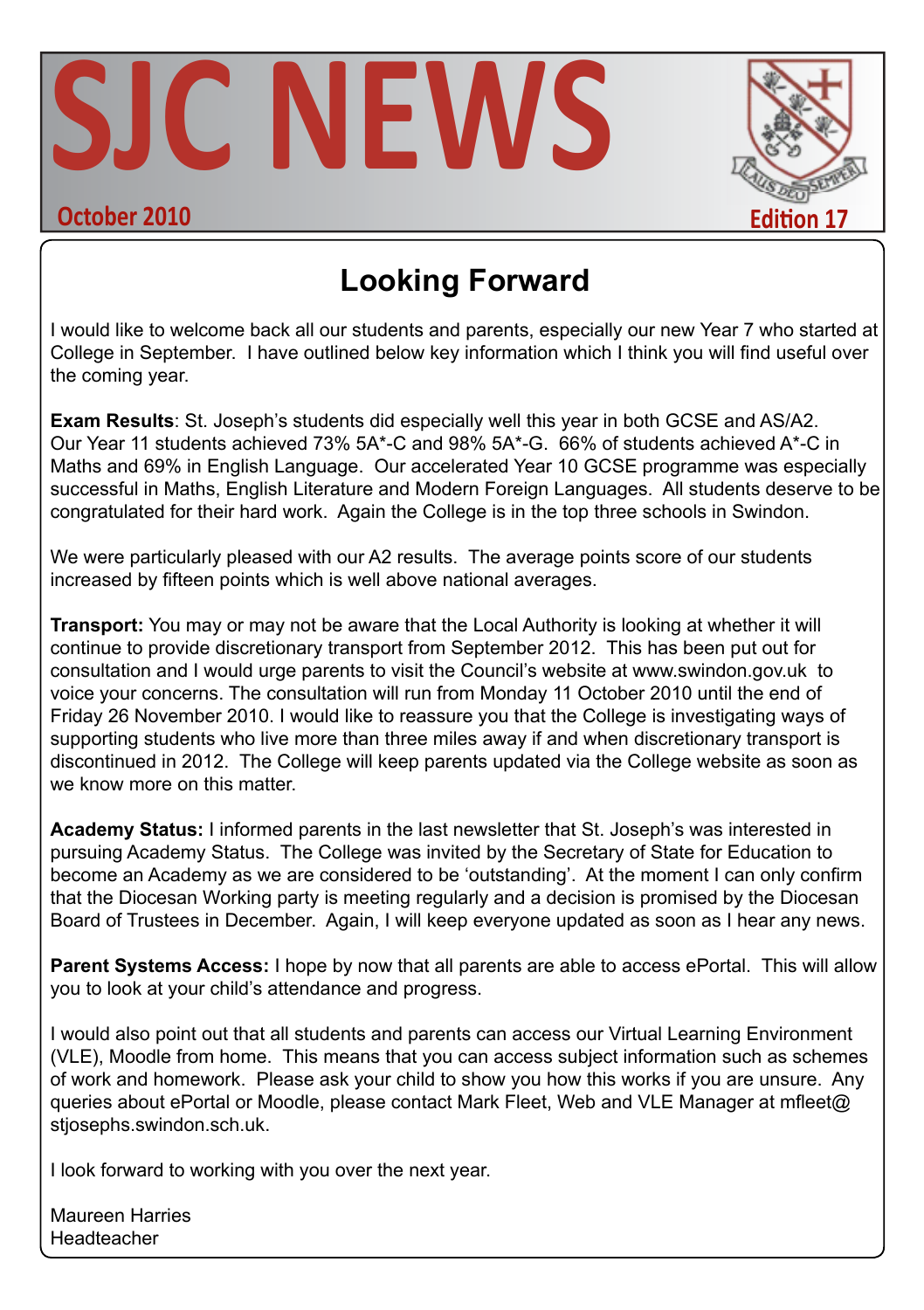# SJC NEWS

October 2010

Edition 17

## Looking Forward

I would like to welcome back all our students and parents, especially our new Year 7 who started at College in September. I have outlined below key information which I think you will find useful over the coming year.

**Exam Results**: St. Joseph's students did especially well this year in both GCSE and AS/A2. Our Year 11 students achieved 73% 5A*-C and 98% 5A*-G. 66% of students achieved A*-C in Maths and 69% in English Language. Our accelerated Year 10 GCSE programme was especially successful in Maths, English Literature and Modern Foreign Languages. All students deserve to be congratulated for their hard work. Again the College is in the top three schools in Swindon.

We were particularly pleased with our A2 results. The average points score of our students increased by fifteen points which is well above national averages.

**Transport:** You may or may not be aware that the Local Authority is looking at whether it will continue to provide discretionary transport from September 2012. This has been put out for consultation and I would urge parents to visit the Council's website at www.swindon.gov.uk to voice your concerns. The consultation will run from Monday 11 October 2010 until the end of Friday 26 November 2010. I would like to reassure you that the College is investigating ways of supporting students who live more than three miles away if and when discretionary transport is discontinued in 2012. The College will keep parents updated via the College website as soon as we know more on this matter.

**Academy Status:** I informed parents in the last newsletter that St. Joseph's was interested in pursuing Academy Status. The College was invited by the Secretary of State for Education to become an Academy as we are considered to be 'outstanding'. At the moment I can only confirm that the Diocesan Working party is meeting regularly and a decision is promised by the Diocesan Board of Trustees in December. Again, I will keep everyone updated as soon as I hear any news.

**Parent Systems Access:** I hope by now that all parents are able to access ePortal. This will allow you to look at your child's attendance and progress.

I would also point out that all students and parents can access our Virtual Learning Environment (VLE), Moodle from home. This means that you can access subject information such as schemes of work and homework. Please ask your child to show you how this works if you are unsure. Any queries about ePortal or Moodle, please contact Mark Fleet, Web and VLE Manager at mfleet@stjosephs.swindon.sch.uk.

I look forward to working with you over the next year.

Maureen Harries
Headteacher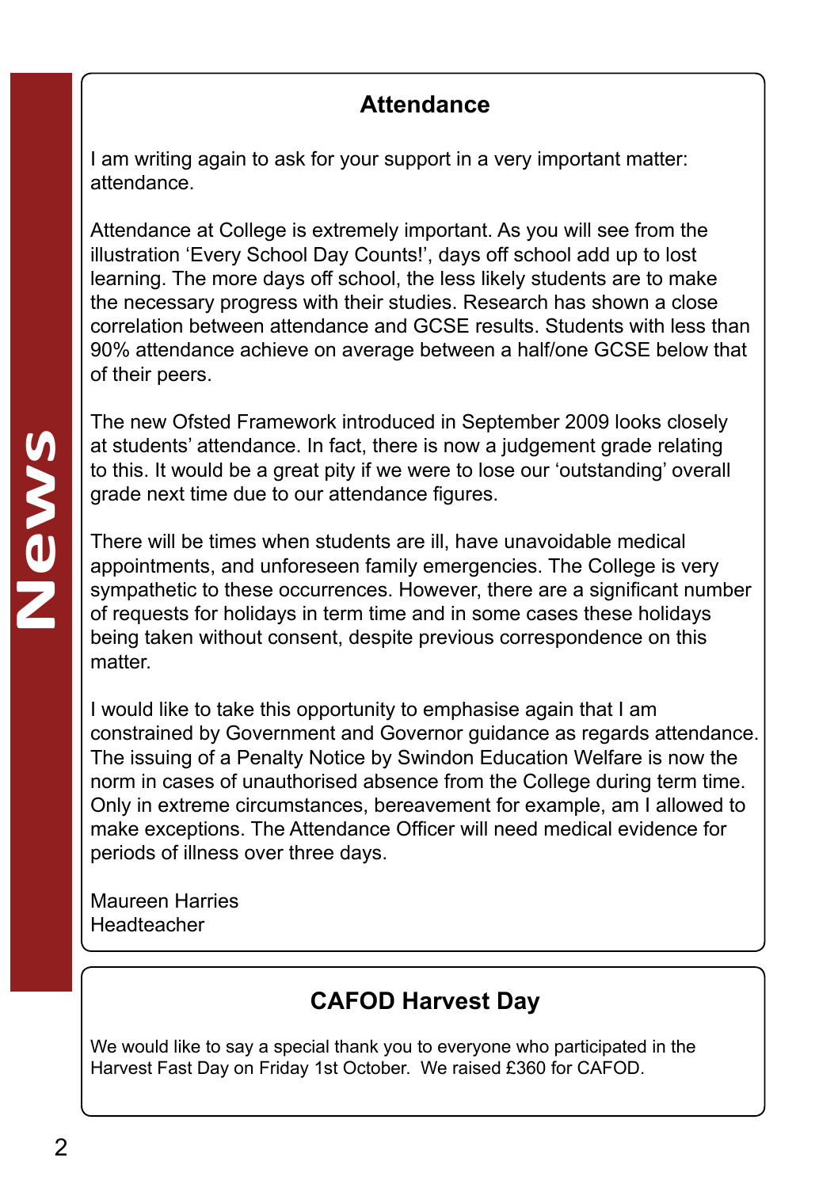## Attendance

I am writing again to ask for your support in a very important matter: attendance.

Attendance at College is extremely important. As you will see from the illustration 'Every School Day Counts!', days off school add up to lost learning. The more days off school, the less likely students are to make the necessary progress with their studies. Research has shown a close correlation between attendance and GCSE results. Students with less than 90% attendance achieve on average between a half/one GCSE below that of their peers.

The new Ofsted Framework introduced in September 2009 looks closely at students' attendance. In fact, there is now a judgement grade relating to this. It would be a great pity if we were to lose our 'outstanding' overall grade next time due to our attendance figures.

There will be times when students are ill, have unavoidable medical appointments, and unforeseen family emergencies. The College is very sympathetic to these occurrences. However, there are a significant number of requests for holidays in term time and in some cases these holidays being taken without consent, despite previous correspondence on this matter.

I would like to take this opportunity to emphasise again that I am constrained by Government and Governor guidance as regards attendance. The issuing of a Penalty Notice by Swindon Education Welfare is now the norm in cases of unauthorised absence from the College during term time. Only in extreme circumstances, bereavement for example, am I allowed to make exceptions. The Attendance Officer will need medical evidence for periods of illness over three days.

Maureen Harries
Headteacher

## CAFOD Harvest Day

We would like to say a special thank you to everyone who participated in the Harvest Fast Day on Friday 1st October. We raised £360 for CAFOD.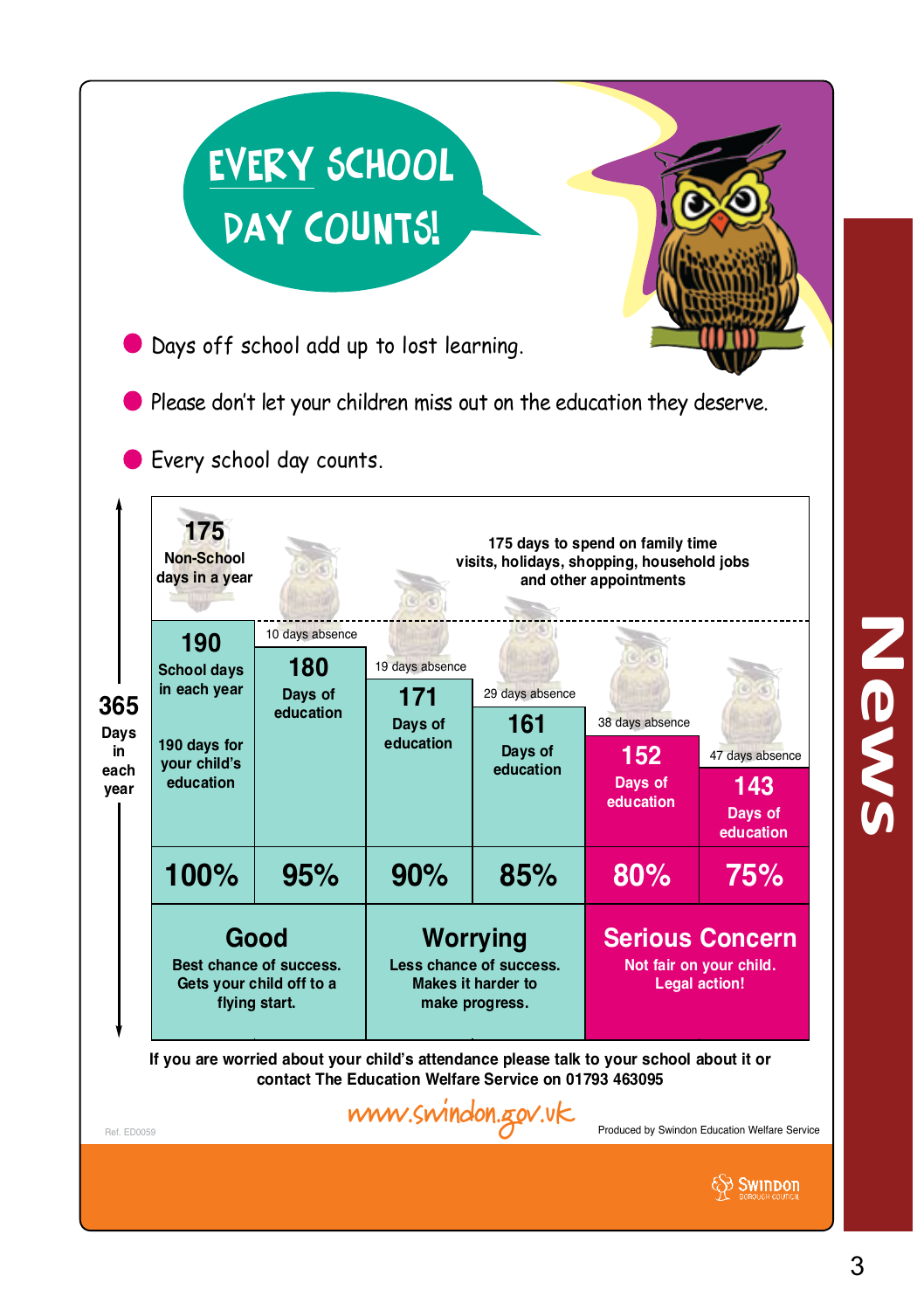# EVERY SCHOOL DAY COUNTS!

- Days off school add up to lost learning.
- Please don't let your children miss out on the education they deserve.
- Every school day counts.

**365 Days in each year**

**175** Non-School days in a year

175 days to spend on family time visits, holidays, shopping, household jobs and other appointments

| 190 School days in each year<br><br>190 days for your child's education | 10 days absence<br>180 Days of education | 19 days absence<br>171 Days of education | 29 days absence<br>161 Days of education | 38 days absence<br>152 Days of education | 47 days absence<br>143 Days of education |
|---|---|---|---|---|---|
| 100% | 95% | 90% | 85% | 80% | 75% |
| **Good** Best chance of success. Gets your child off to a flying start. | | **Worrying** Less chance of success. Makes it harder to make progress. | | **Serious Concern** Not fair on your child. Legal action! | |

If you are worried about your child's attendance please talk to your school about it or contact The Education Welfare Service on 01793 463095

www.swindon.gov.uk

Ref. ED0059

Produced by Swindon Education Welfare Service

Swindon Borough Council

News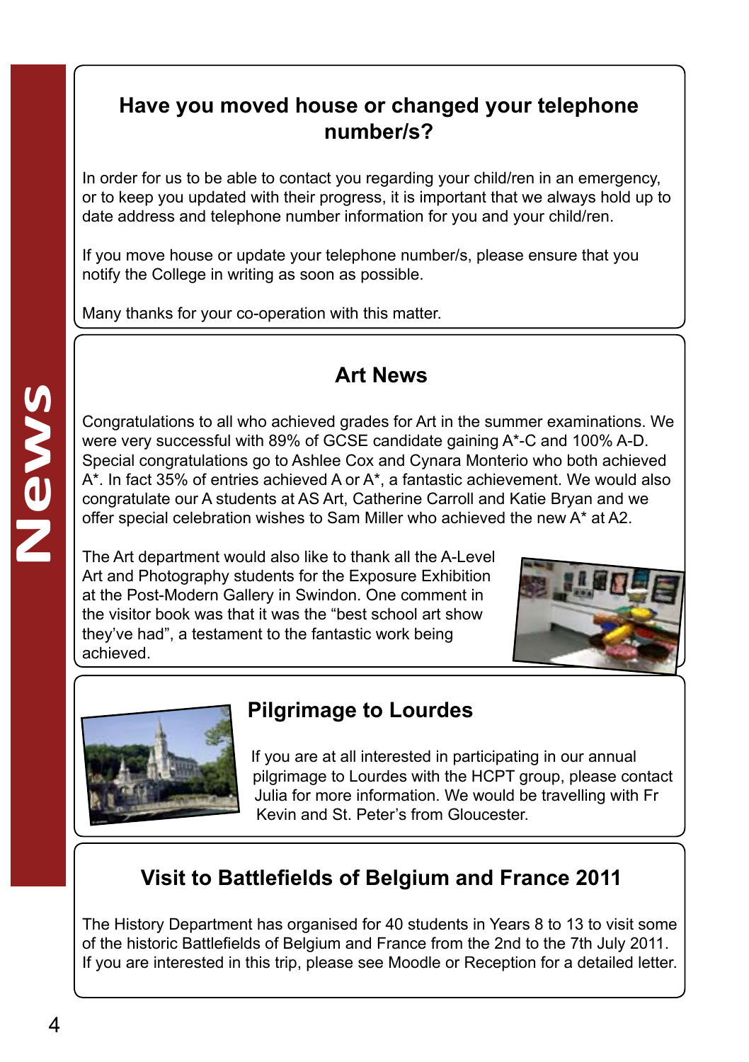# News

## Have you moved house or changed your telephone number/s?

In order for us to be able to contact you regarding your child/ren in an emergency, or to keep you updated with their progress, it is important that we always hold up to date address and telephone number information for you and your child/ren.

If you move house or update your telephone number/s, please ensure that you notify the College in writing as soon as possible.

Many thanks for your co-operation with this matter.

## Art News

Congratulations to all who achieved grades for Art in the summer examinations. We were very successful with 89% of GCSE candidate gaining A*-C and 100% A-D. Special congratulations go to Ashlee Cox and Cynara Monterio who both achieved A*. In fact 35% of entries achieved A or A*, a fantastic achievement. We would also congratulate our A students at AS Art, Catherine Carroll and Katie Bryan and we offer special celebration wishes to Sam Miller who achieved the new A* at A2.

The Art department would also like to thank all the A-Level Art and Photography students for the Exposure Exhibition at the Post-Modern Gallery in Swindon. One comment in the visitor book was that it was the "best school art show they've had", a testament to the fantastic work being achieved.

## Pilgrimage to Lourdes

If you are at all interested in participating in our annual pilgrimage to Lourdes with the HCPT group, please contact Julia for more information. We would be travelling with Fr Kevin and St. Peter's from Gloucester.

## Visit to Battlefields of Belgium and France 2011

The History Department has organised for 40 students in Years 8 to 13 to visit some of the historic Battlefields of Belgium and France from the 2nd to the 7th July 2011. If you are interested in this trip, please see Moodle or Reception for a detailed letter.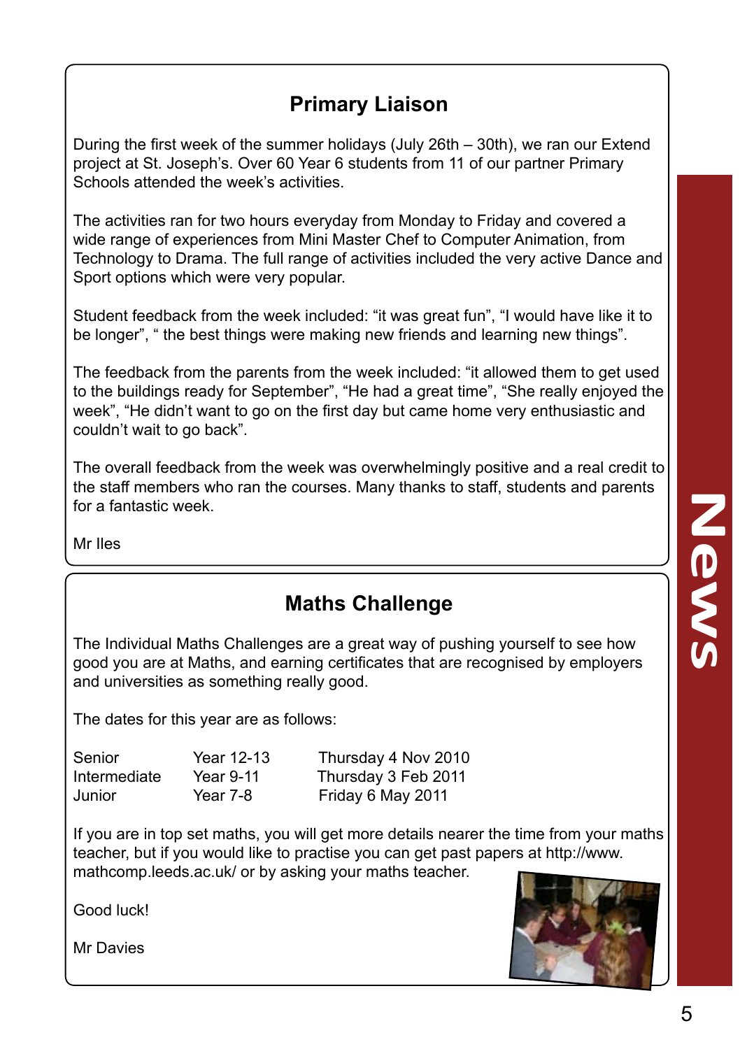## Primary Liaison

During the first week of the summer holidays (July 26th – 30th), we ran our Extend project at St. Joseph's. Over 60 Year 6 students from 11 of our partner Primary Schools attended the week's activities.

The activities ran for two hours everyday from Monday to Friday and covered a wide range of experiences from Mini Master Chef to Computer Animation, from Technology to Drama. The full range of activities included the very active Dance and Sport options which were very popular.

Student feedback from the week included: "it was great fun", "I would have like it to be longer", " the best things were making new friends and learning new things".

The feedback from the parents from the week included: "it allowed them to get used to the buildings ready for September", "He had a great time", "She really enjoyed the week", "He didn't want to go on the first day but came home very enthusiastic and couldn't wait to go back".

The overall feedback from the week was overwhelmingly positive and a real credit to the staff members who ran the courses. Many thanks to staff, students and parents for a fantastic week.

Mr Iles

## Maths Challenge

The Individual Maths Challenges are a great way of pushing yourself to see how good you are at Maths, and earning certificates that are recognised by employers and universities as something really good.

The dates for this year are as follows:

| | | |
|---|---|---|
| Senior | Year 12-13 | Thursday 4 Nov 2010 |
| Intermediate | Year 9-11 | Thursday 3 Feb 2011 |
| Junior | Year 7-8 | Friday 6 May 2011 |

If you are in top set maths, you will get more details nearer the time from your maths teacher, but if you would like to practise you can get past papers at http://www.mathcomp.leeds.ac.uk/ or by asking your maths teacher.

Good luck!

Mr Davies

# News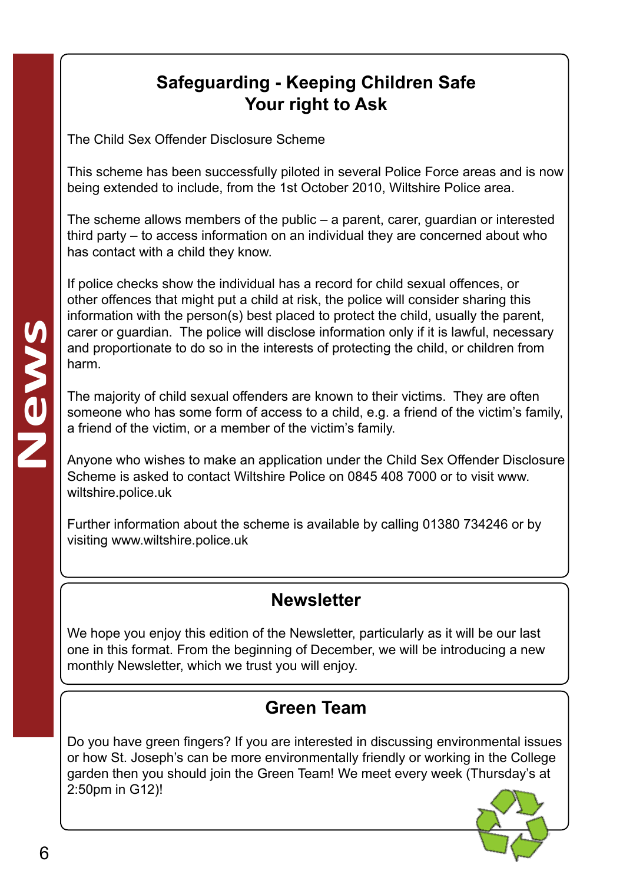## Safeguarding - Keeping Children Safe
## Your right to Ask

The Child Sex Offender Disclosure Scheme

This scheme has been successfully piloted in several Police Force areas and is now being extended to include, from the 1st October 2010, Wiltshire Police area.

The scheme allows members of the public – a parent, carer, guardian or interested third party – to access information on an individual they are concerned about who has contact with a child they know.

If police checks show the individual has a record for child sexual offences, or other offences that might put a child at risk, the police will consider sharing this information with the person(s) best placed to protect the child, usually the parent, carer or guardian. The police will disclose information only if it is lawful, necessary and proportionate to do so in the interests of protecting the child, or children from harm.

The majority of child sexual offenders are known to their victims. They are often someone who has some form of access to a child, e.g. a friend of the victim's family, a friend of the victim, or a member of the victim's family.

Anyone who wishes to make an application under the Child Sex Offender Disclosure Scheme is asked to contact Wiltshire Police on 0845 408 7000 or to visit www.wiltshire.police.uk

Further information about the scheme is available by calling 01380 734246 or by visiting www.wiltshire.police.uk

## Newsletter

We hope you enjoy this edition of the Newsletter, particularly as it will be our last one in this format. From the beginning of December, we will be introducing a new monthly Newsletter, which we trust you will enjoy.

## Green Team

Do you have green fingers? If you are interested in discussing environmental issues or how St. Joseph's can be more environmentally friendly or working in the College garden then you should join the Green Team! We meet every week (Thursday's at 2:50pm in G12)!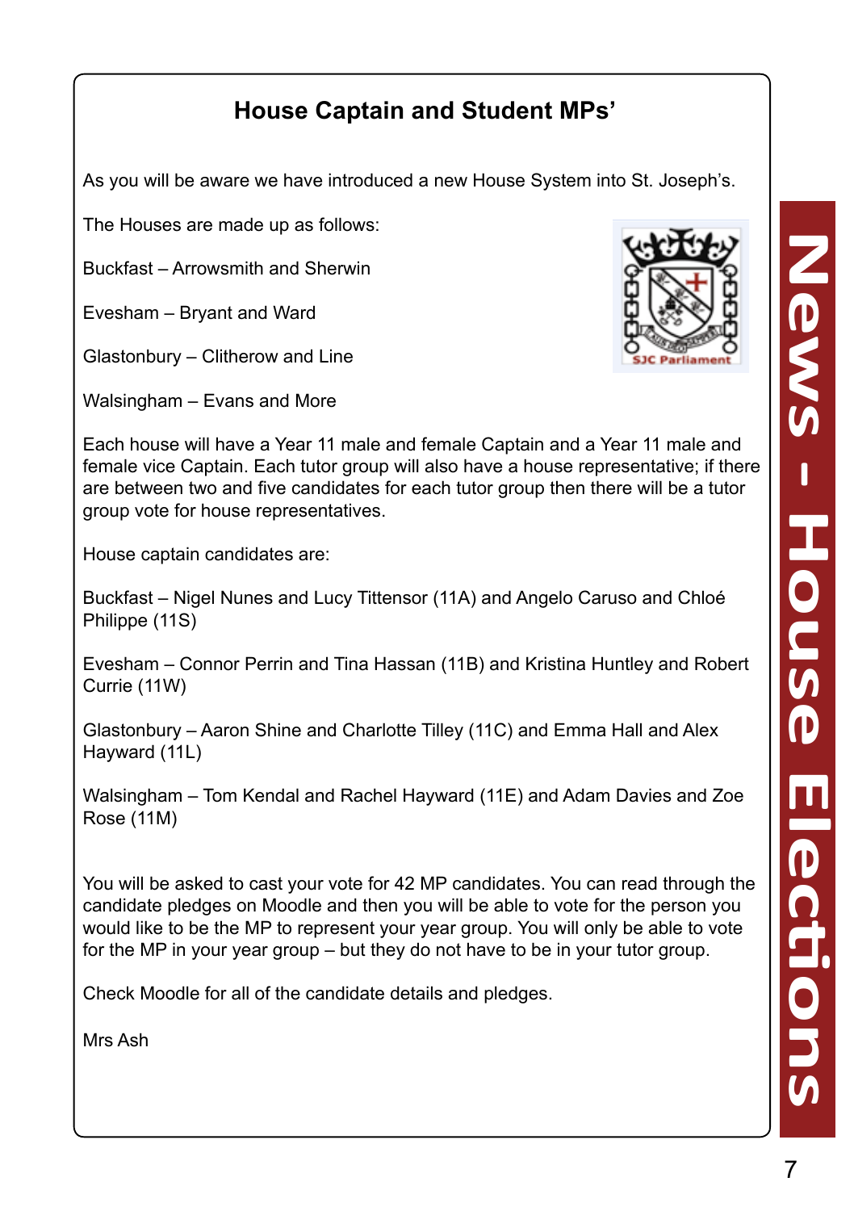## House Captain and Student MPs'

As you will be aware we have introduced a new House System into St. Joseph's.

The Houses are made up as follows:

Buckfast – Arrowsmith and Sherwin

Evesham – Bryant and Ward

Glastonbury – Clitherow and Line

Walsingham – Evans and More

Each house will have a Year 11 male and female Captain and a Year 11 male and female vice Captain. Each tutor group will also have a house representative; if there are between two and five candidates for each tutor group then there will be a tutor group vote for house representatives.

House captain candidates are:

Buckfast – Nigel Nunes and Lucy Tittensor (11A) and Angelo Caruso and Chloé Philippe (11S)

Evesham – Connor Perrin and Tina Hassan (11B) and Kristina Huntley and Robert Currie (11W)

Glastonbury – Aaron Shine and Charlotte Tilley (11C) and Emma Hall and Alex Hayward (11L)

Walsingham – Tom Kendal and Rachel Hayward (11E) and Adam Davies and Zoe Rose (11M)

You will be asked to cast your vote for 42 MP candidates. You can read through the candidate pledges on Moodle and then you will be able to vote for the person you would like to be the MP to represent your year group. You will only be able to vote for the MP in your year group – but they do not have to be in your tutor group.

Check Moodle for all of the candidate details and pledges.

Mrs Ash

# News - House Elections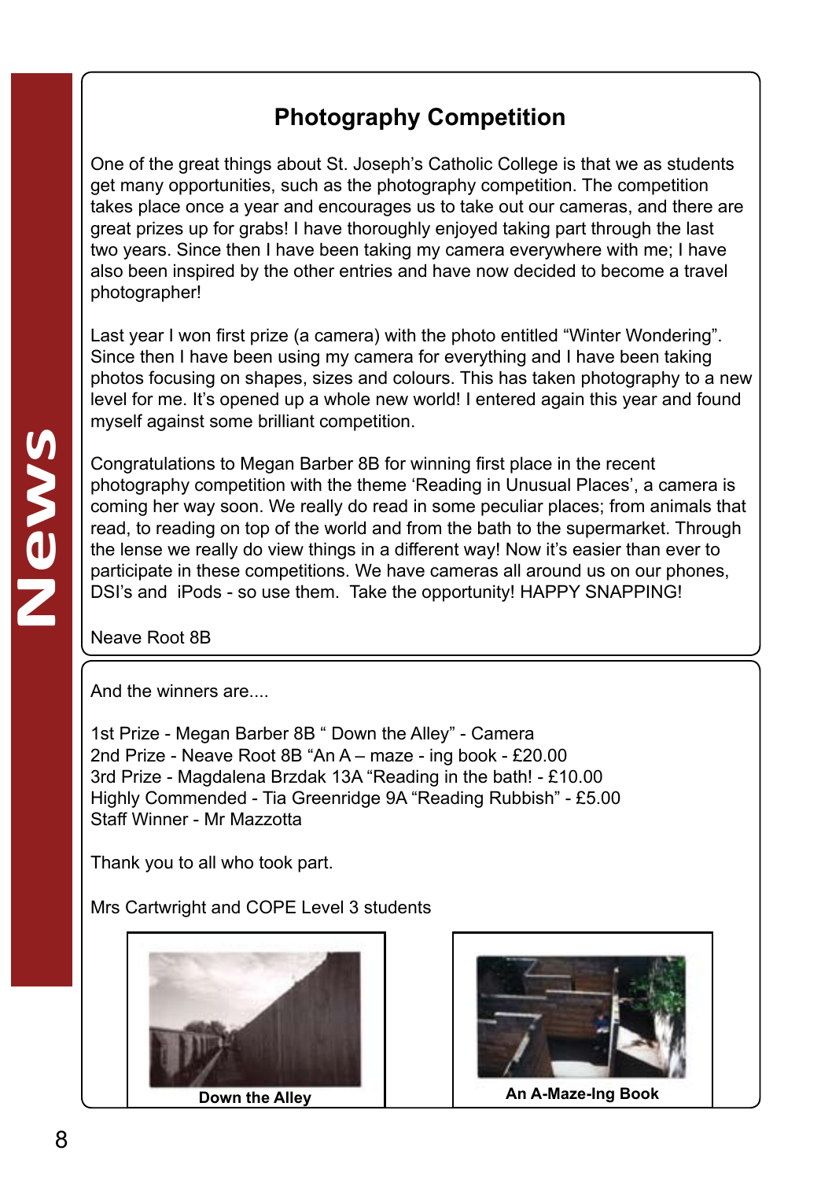# Photography Competition

One of the great things about St. Joseph's Catholic College is that we as students get many opportunities, such as the photography competition. The competition takes place once a year and encourages us to take out our cameras, and there are great prizes up for grabs! I have thoroughly enjoyed taking part through the last two years. Since then I have been taking my camera everywhere with me; I have also been inspired by the other entries and have now decided to become a travel photographer!

Last year I won first prize (a camera) with the photo entitled "Winter Wondering". Since then I have been using my camera for everything and I have been taking photos focusing on shapes, sizes and colours. This has taken photography to a new level for me. It's opened up a whole new world! I entered again this year and found myself against some brilliant competition.

Congratulations to Megan Barber 8B for winning first place in the recent photography competition with the theme 'Reading in Unusual Places', a camera is coming her way soon. We really do read in some peculiar places; from animals that read, to reading on top of the world and from the bath to the supermarket. Through the lense we really do view things in a different way! Now it's easier than ever to participate in these competitions. We have cameras all around us on our phones, DSI's and iPods - so use them. Take the opportunity! HAPPY SNAPPING!

Neave Root 8B

And the winners are....

1st Prize - Megan Barber 8B " Down the Alley" - Camera
2nd Prize - Neave Root 8B "An A – maze - ing book - £20.00
3rd Prize - Magdalena Brzdak 13A "Reading in the bath! - £10.00
Highly Commended - Tia Greenridge 9A "Reading Rubbish" - £5.00
Staff Winner - Mr Mazzotta

Thank you to all who took part.

Mrs Cartwright and COPE Level 3 students

Down the Alley

An A-Maze-Ing Book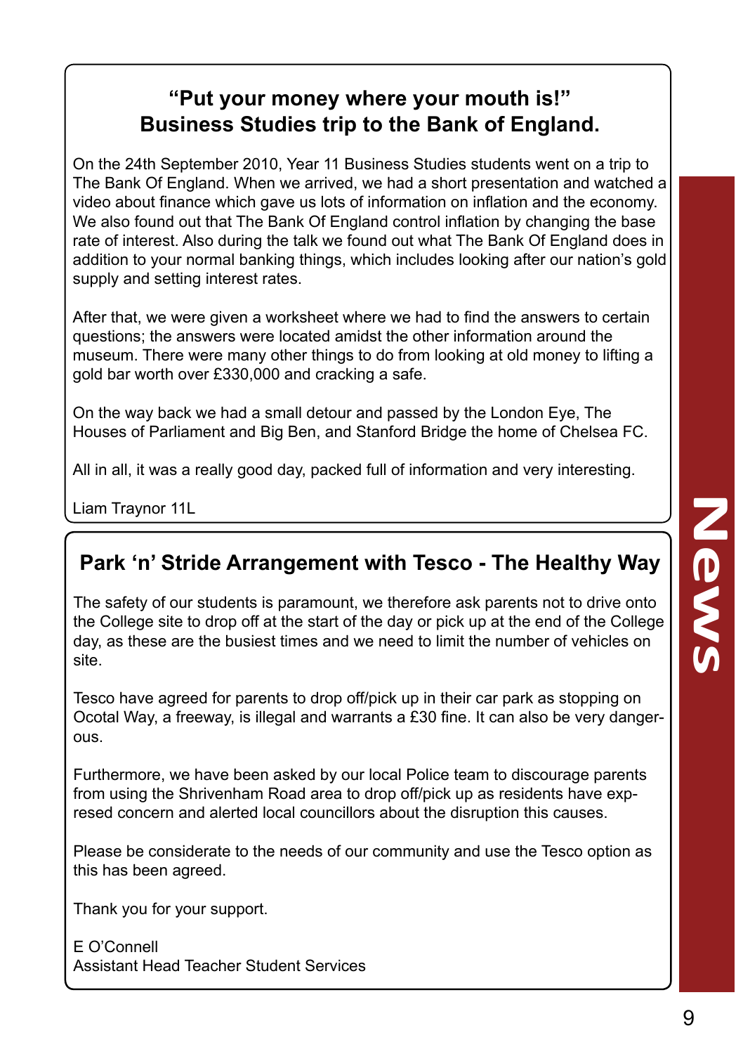## "Put your money where your mouth is!" Business Studies trip to the Bank of England.

On the 24th September 2010, Year 11 Business Studies students went on a trip to The Bank Of England. When we arrived, we had a short presentation and watched a video about finance which gave us lots of information on inflation and the economy. We also found out that The Bank Of England control inflation by changing the base rate of interest. Also during the talk we found out what The Bank Of England does in addition to your normal banking things, which includes looking after our nation's gold supply and setting interest rates.

After that, we were given a worksheet where we had to find the answers to certain questions; the answers were located amidst the other information around the museum. There were many other things to do from looking at old money to lifting a gold bar worth over £330,000 and cracking a safe.

On the way back we had a small detour and passed by the London Eye, The Houses of Parliament and Big Ben, and Stanford Bridge the home of Chelsea FC.

All in all, it was a really good day, packed full of information and very interesting.

Liam Traynor 11L

## Park 'n' Stride Arrangement with Tesco - The Healthy Way

The safety of our students is paramount, we therefore ask parents not to drive onto the College site to drop off at the start of the day or pick up at the end of the College day, as these are the busiest times and we need to limit the number of vehicles on site.

Tesco have agreed for parents to drop off/pick up in their car park as stopping on Ocotal Way, a freeway, is illegal and warrants a £30 fine. It can also be very dangerous.

Furthermore, we have been asked by our local Police team to discourage parents from using the Shrivenham Road area to drop off/pick up as residents have expresed concern and alerted local councillors about the disruption this causes.

Please be considerate to the needs of our community and use the Tesco option as this has been agreed.

Thank you for your support.

E O'Connell
Assistant Head Teacher Student Services

News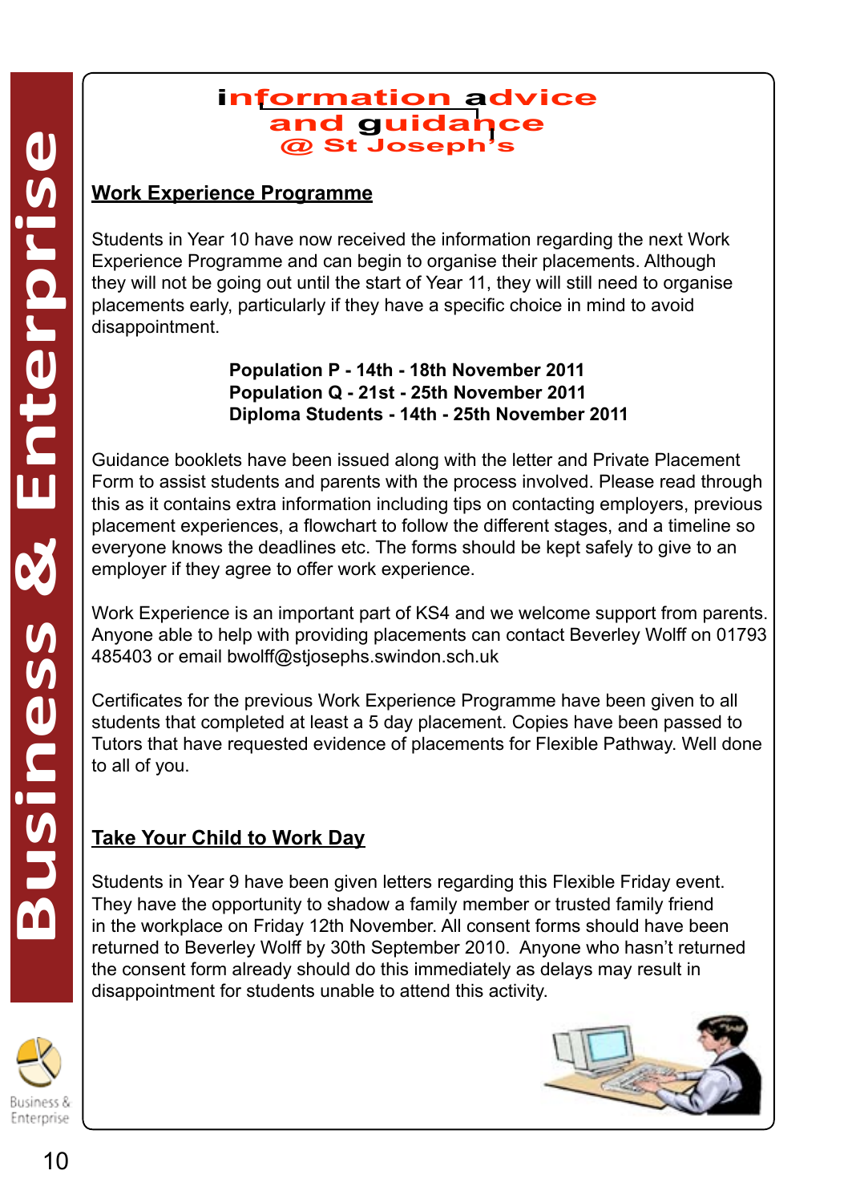# information advice and guidance @ St Joseph's

## Work Experience Programme

Students in Year 10 have now received the information regarding the next Work Experience Programme and can begin to organise their placements. Although they will not be going out until the start of Year 11, they will still need to organise placements early, particularly if they have a specific choice in mind to avoid disappointment.

**Population P - 14th - 18th November 2011**
**Population Q - 21st - 25th November 2011**
**Diploma Students - 14th - 25th November 2011**

Guidance booklets have been issued along with the letter and Private Placement Form to assist students and parents with the process involved. Please read through this as it contains extra information including tips on contacting employers, previous placement experiences, a flowchart to follow the different stages, and a timeline so everyone knows the deadlines etc. The forms should be kept safely to give to an employer if they agree to offer work experience.

Work Experience is an important part of KS4 and we welcome support from parents. Anyone able to help with providing placements can contact Beverley Wolff on 01793 485403 or email bwolff@stjosephs.swindon.sch.uk

Certificates for the previous Work Experience Programme have been given to all students that completed at least a 5 day placement. Copies have been passed to Tutors that have requested evidence of placements for Flexible Pathway. Well done to all of you.

## Take Your Child to Work Day

Students in Year 9 have been given letters regarding this Flexible Friday event. They have the opportunity to shadow a family member or trusted family friend in the workplace on Friday 12th November. All consent forms should have been returned to Beverley Wolff by 30th September 2010. Anyone who hasn't returned the consent form already should do this immediately as delays may result in disappointment for students unable to attend this activity.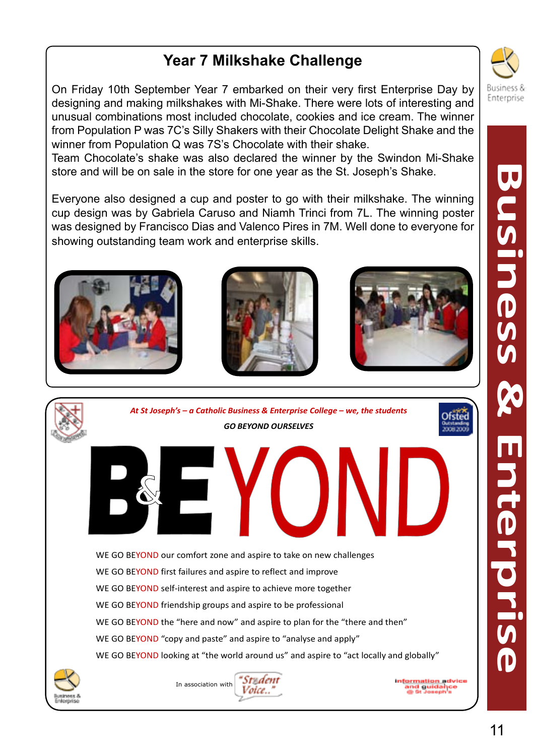## Year 7 Milkshake Challenge

On Friday 10th September Year 7 embarked on their very first Enterprise Day by designing and making milkshakes with Mi-Shake. There were lots of interesting and unusual combinations most included chocolate, cookies and ice cream. The winner from Population P was 7C's Silly Shakers with their Chocolate Delight Shake and the winner from Population Q was 7S's Chocolate with their shake.
Team Chocolate's shake was also declared the winner by the Swindon Mi-Shake store and will be on sale in the store for one year as the St. Joseph's Shake.

Everyone also designed a cup and poster to go with their milkshake. The winning cup design was by Gabriela Caruso and Niamh Trinci from 7L. The winning poster was designed by Francisco Dias and Valenco Pires in 7M. Well done to everyone for showing outstanding team work and enterprise skills.

***At St Joseph's – a Catholic Business & Enterprise College – we, the students***

***GO BEYOND OURSELVES***

# B&EYOND

WE GO BEYOND our comfort zone and aspire to take on new challenges

WE GO BEYOND first failures and aspire to reflect and improve

WE GO BEYOND self-interest and aspire to achieve more together

WE GO BEYOND friendship groups and aspire to be professional

WE GO BEYOND the "here and now" and aspire to plan for the "there and then"

WE GO BEYOND "copy and paste" and aspire to "analyse and apply"

WE GO BEYOND looking at "the world around us" and aspire to "act locally and globally"

In association with "Student Voice.."

information advice and guidance @ St Joseph's

Business & Enterprise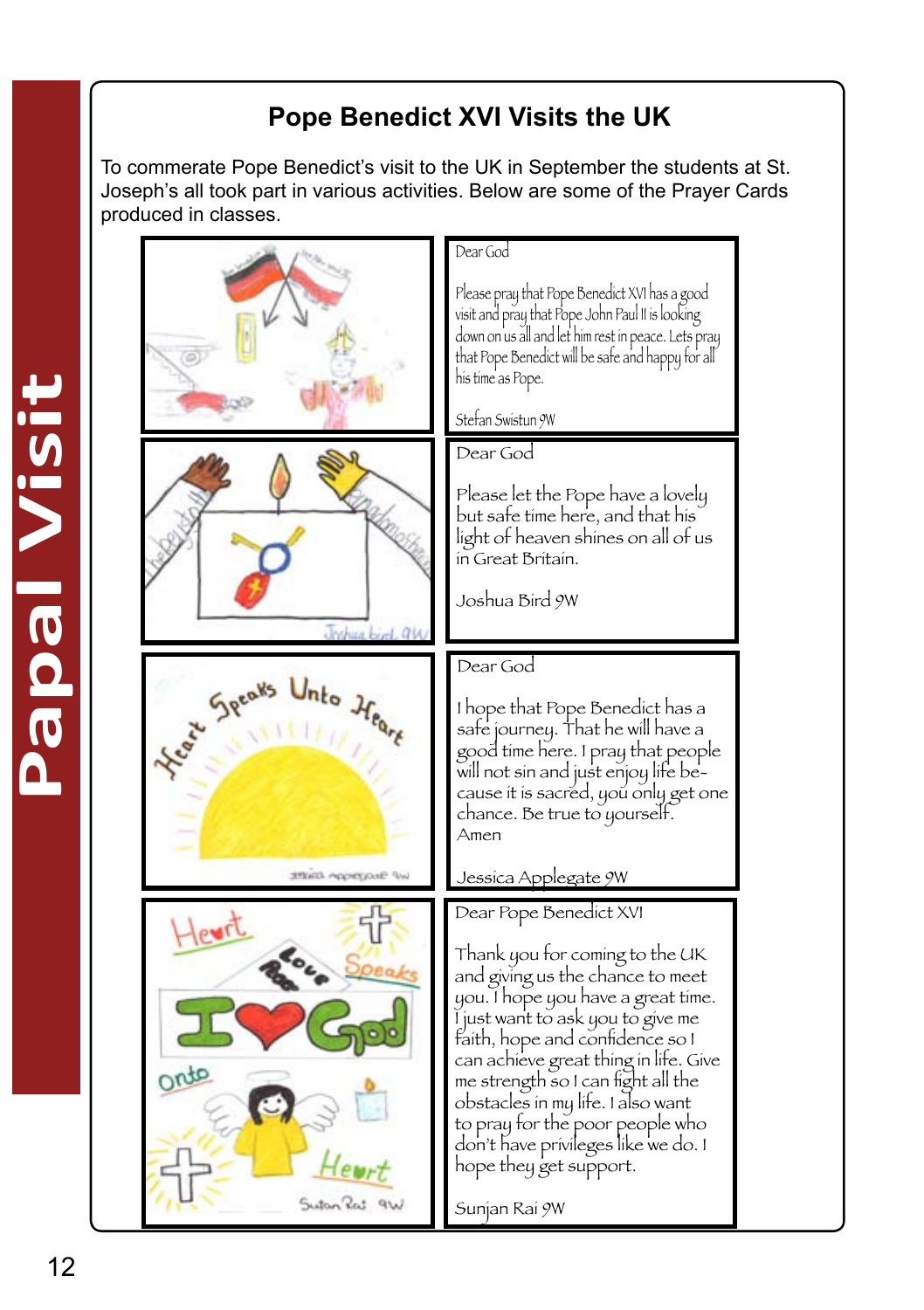# Pope Benedict XVI Visits the UK

To commerate Pope Benedict's visit to the UK in September the students at St. Joseph's all took part in various activities. Below are some of the Prayer Cards produced in classes.

Dear God

Please pray that Pope Benedict XVI has a good visit and pray that Pope John Paul II is looking down on us all and let him rest in peace. Lets pray that Pope Benedict will be safe and happy for all his time as Pope.

Stefan Swistun 9W

Dear God

Please let the Pope have a lovely but safe time here, and that his light of heaven shines on all of us in Great Britain.

Joshua Bird 9W

Dear God

I hope that Pope Benedict has a safe journey. That he will have a good time here. I pray that people will not sin and just enjoy life because it is sacred, you only get one chance. Be true to yourself. Amen

Jessica Applegate 9W

Dear Pope Benedict XVI

Thank you for coming to the UK and giving us the chance to meet you. I hope you have a great time. I just want to ask you to give me faith, hope and confidence so I can achieve great thing in life. Give me strength so I can fight all the obstacles in my life. I also want to pray for the poor people who don't have privileges like we do. I hope they get support.

Sunjan Rai 9W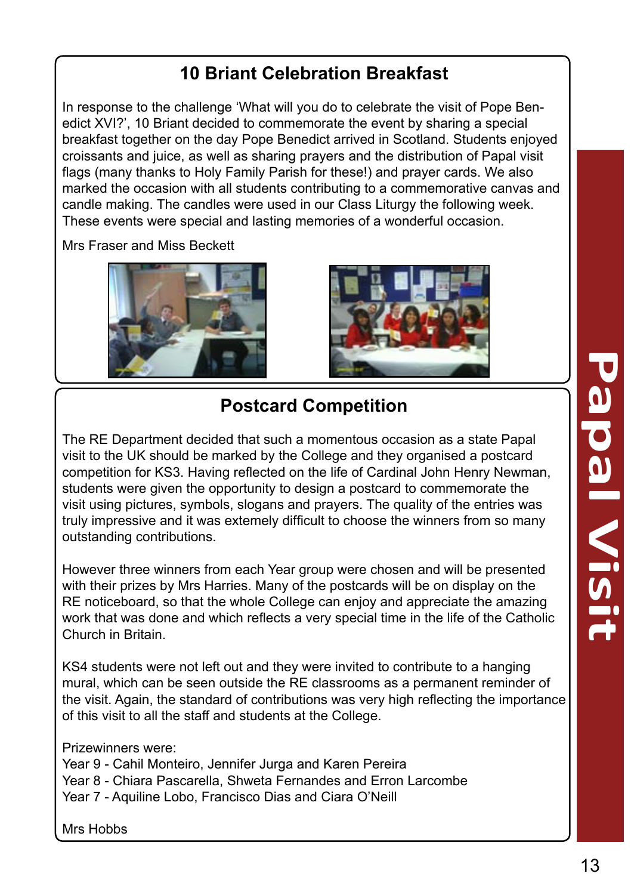## 10 Briant Celebration Breakfast

In response to the challenge 'What will you do to celebrate the visit of Pope Benedict XVI?', 10 Briant decided to commemorate the event by sharing a special breakfast together on the day Pope Benedict arrived in Scotland. Students enjoyed croissants and juice, as well as sharing prayers and the distribution of Papal visit flags (many thanks to Holy Family Parish for these!) and prayer cards. We also marked the occasion with all students contributing to a commemorative canvas and candle making. The candles were used in our Class Liturgy the following week. These events were special and lasting memories of a wonderful occasion.

Mrs Fraser and Miss Beckett

## Postcard Competition

The RE Department decided that such a momentous occasion as a state Papal visit to the UK should be marked by the College and they organised a postcard competition for KS3. Having reflected on the life of Cardinal John Henry Newman, students were given the opportunity to design a postcard to commemorate the visit using pictures, symbols, slogans and prayers. The quality of the entries was truly impressive and it was extemely difficult to choose the winners from so many outstanding contributions.

However three winners from each Year group were chosen and will be presented with their prizes by Mrs Harries. Many of the postcards will be on display on the RE noticeboard, so that the whole College can enjoy and appreciate the amazing work that was done and which reflects a very special time in the life of the Catholic Church in Britain.

KS4 students were not left out and they were invited to contribute to a hanging mural, which can be seen outside the RE classrooms as a permanent reminder of the visit. Again, the standard of contributions was very high reflecting the importance of this visit to all the staff and students at the College.

Prizewinners were:
Year 9 - Cahil Monteiro, Jennifer Jurga and Karen Pereira
Year 8 - Chiara Pascarella, Shweta Fernandes and Erron Larcombe
Year 7 - Aquiline Lobo, Francisco Dias and Ciara O'Neill

Mrs Hobbs

Papal Visit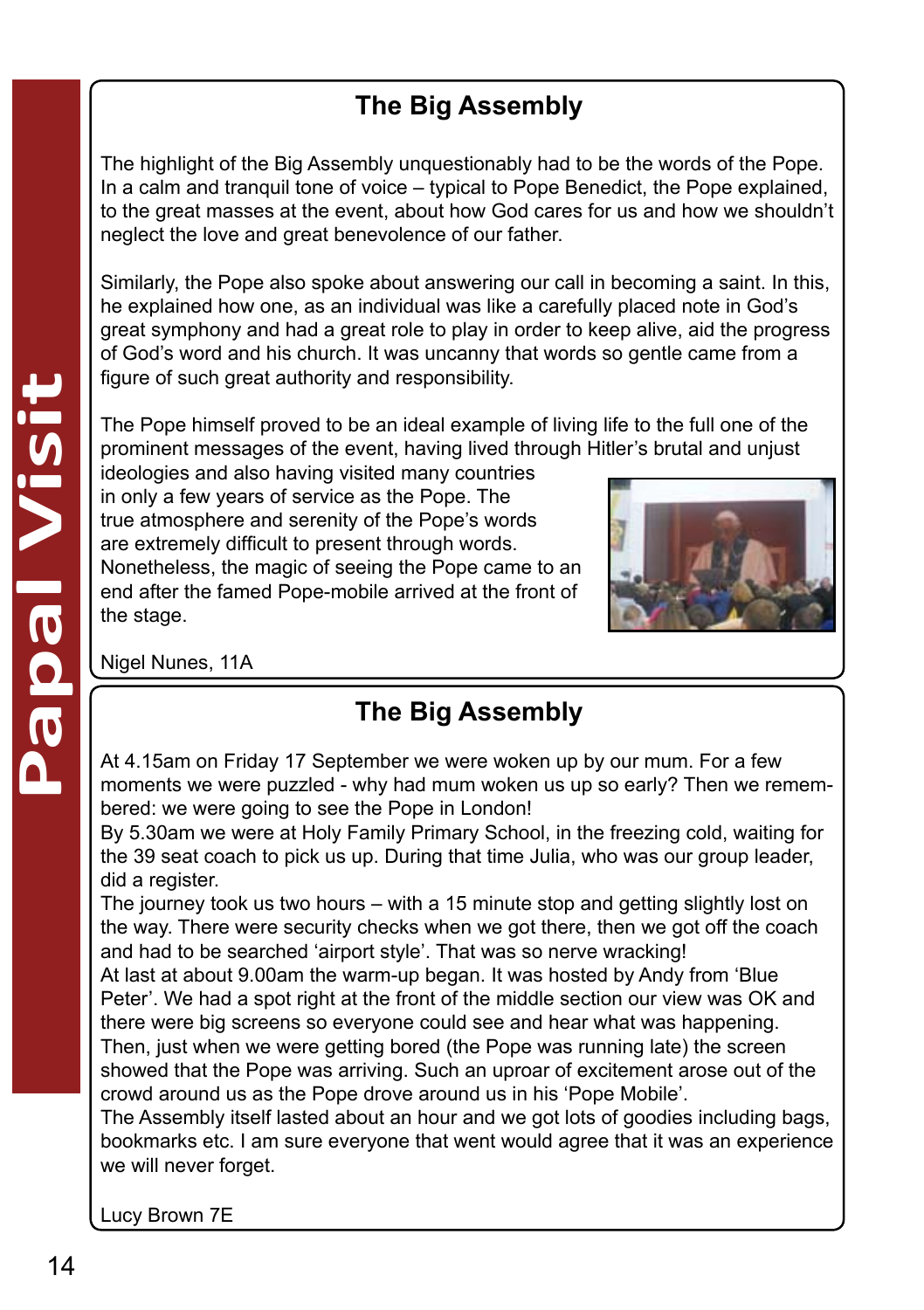## The Big Assembly

The highlight of the Big Assembly unquestionably had to be the words of the Pope. In a calm and tranquil tone of voice – typical to Pope Benedict, the Pope explained, to the great masses at the event, about how God cares for us and how we shouldn't neglect the love and great benevolence of our father.

Similarly, the Pope also spoke about answering our call in becoming a saint. In this, he explained how one, as an individual was like a carefully placed note in God's great symphony and had a great role to play in order to keep alive, aid the progress of God's word and his church. It was uncanny that words so gentle came from a figure of such great authority and responsibility.

The Pope himself proved to be an ideal example of living life to the full one of the prominent messages of the event, having lived through Hitler's brutal and unjust ideologies and also having visited many countries in only a few years of service as the Pope. The true atmosphere and serenity of the Pope's words are extremely difficult to present through words. Nonetheless, the magic of seeing the Pope came to an end after the famed Pope-mobile arrived at the front of the stage.

Nigel Nunes, 11A

## The Big Assembly

At 4.15am on Friday 17 September we were woken up by our mum. For a few moments we were puzzled - why had mum woken us up so early? Then we remembered: we were going to see the Pope in London!

By 5.30am we were at Holy Family Primary School, in the freezing cold, waiting for the 39 seat coach to pick us up. During that time Julia, who was our group leader, did a register.

The journey took us two hours – with a 15 minute stop and getting slightly lost on the way. There were security checks when we got there, then we got off the coach and had to be searched 'airport style'. That was so nerve wracking!

At last at about 9.00am the warm-up began. It was hosted by Andy from 'Blue Peter'. We had a spot right at the front of the middle section our view was OK and there were big screens so everyone could see and hear what was happening.

Then, just when we were getting bored (the Pope was running late) the screen showed that the Pope was arriving. Such an uproar of excitement arose out of the crowd around us as the Pope drove around us in his 'Pope Mobile'.

The Assembly itself lasted about an hour and we got lots of goodies including bags, bookmarks etc. I am sure everyone that went would agree that it was an experience we will never forget.

Lucy Brown 7E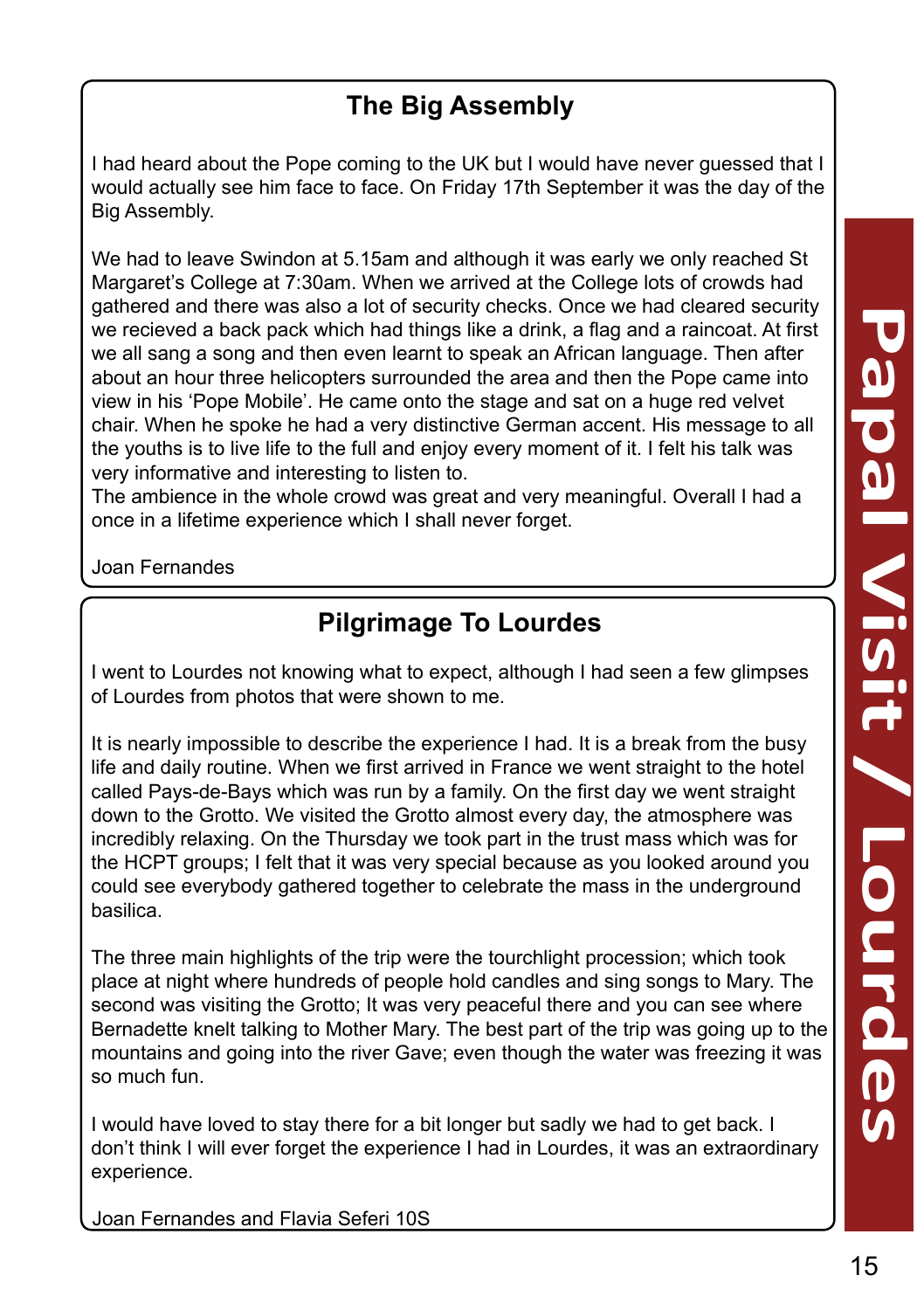## The Big Assembly

I had heard about the Pope coming to the UK but I would have never guessed that I would actually see him face to face. On Friday 17th September it was the day of the Big Assembly.

We had to leave Swindon at 5.15am and although it was early we only reached St Margaret's College at 7:30am. When we arrived at the College lots of crowds had gathered and there was also a lot of security checks. Once we had cleared security we recieved a back pack which had things like a drink, a flag and a raincoat. At first we all sang a song and then even learnt to speak an African language. Then after about an hour three helicopters surrounded the area and then the Pope came into view in his 'Pope Mobile'. He came onto the stage and sat on a huge red velvet chair. When he spoke he had a very distinctive German accent. His message to all the youths is to live life to the full and enjoy every moment of it. I felt his talk was very informative and interesting to listen to.
The ambience in the whole crowd was great and very meaningful. Overall I had a once in a lifetime experience which I shall never forget.

Joan Fernandes

## Pilgrimage To Lourdes

I went to Lourdes not knowing what to expect, although I had seen a few glimpses of Lourdes from photos that were shown to me.

It is nearly impossible to describe the experience I had. It is a break from the busy life and daily routine. When we first arrived in France we went straight to the hotel called Pays-de-Bays which was run by a family. On the first day we went straight down to the Grotto. We visited the Grotto almost every day, the atmosphere was incredibly relaxing. On the Thursday we took part in the trust mass which was for the HCPT groups; I felt that it was very special because as you looked around you could see everybody gathered together to celebrate the mass in the underground basilica.

The three main highlights of the trip were the tourchlight procession; which took place at night where hundreds of people hold candles and sing songs to Mary. The second was visiting the Grotto; It was very peaceful there and you can see where Bernadette knelt talking to Mother Mary. The best part of the trip was going up to the mountains and going into the river Gave; even though the water was freezing it was so much fun.

I would have loved to stay there for a bit longer but sadly we had to get back. I don't think I will ever forget the experience I had in Lourdes, it was an extraordinary experience.

Joan Fernandes and Flavia Seferi 10S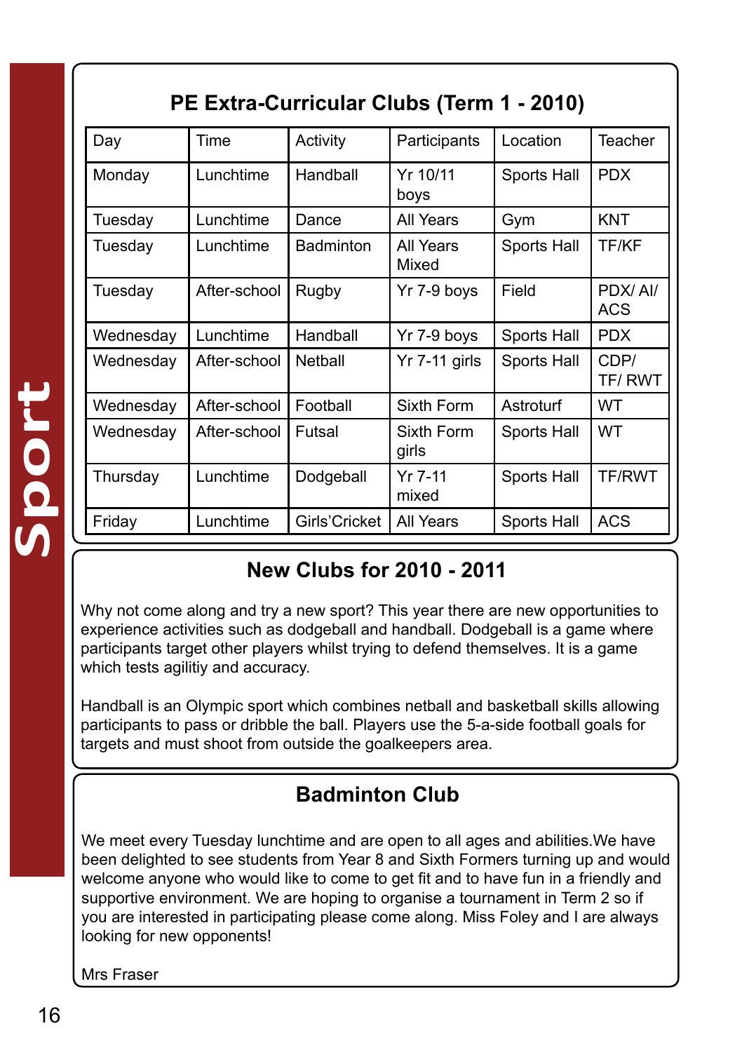## PE Extra-Curricular Clubs (Term 1 - 2010)

| Day | Time | Activity | Participants | Location | Teacher |
|---|---|---|---|---|---|
| Monday | Lunchtime | Handball | Yr 10/11 boys | Sports Hall | PDX |
| Tuesday | Lunchtime | Dance | All Years | Gym | KNT |
| Tuesday | Lunchtime | Badminton | All Years Mixed | Sports Hall | TF/KF |
| Tuesday | After-school | Rugby | Yr 7-9 boys | Field | PDX/ AI/ ACS |
| Wednesday | Lunchtime | Handball | Yr 7-9 boys | Sports Hall | PDX |
| Wednesday | After-school | Netball | Yr 7-11 girls | Sports Hall | CDP/ TF/ RWT |
| Wednesday | After-school | Football | Sixth Form | Astroturf | WT |
| Wednesday | After-school | Futsal | Sixth Form girls | Sports Hall | WT |
| Thursday | Lunchtime | Dodgeball | Yr 7-11 mixed | Sports Hall | TF/RWT |
| Friday | Lunchtime | Girls'Cricket | All Years | Sports Hall | ACS |

## New Clubs for 2010 - 2011

Why not come along and try a new sport? This year there are new opportunities to experience activities such as dodgeball and handball. Dodgeball is a game where participants target other players whilst trying to defend themselves. It is a game which tests agilitiy and accuracy.

Handball is an Olympic sport which combines netball and basketball skills allowing participants to pass or dribble the ball. Players use the 5-a-side football goals for targets and must shoot from outside the goalkeepers area.

## Badminton Club

We meet every Tuesday lunchtime and are open to all ages and abilities.We have been delighted to see students from Year 8 and Sixth Formers turning up and would welcome anyone who would like to come to get fit and to have fun in a friendly and supportive environment. We are hoping to organise a tournament in Term 2 so if you are interested in participating please come along. Miss Foley and I are always looking for new opponents!

Mrs Fraser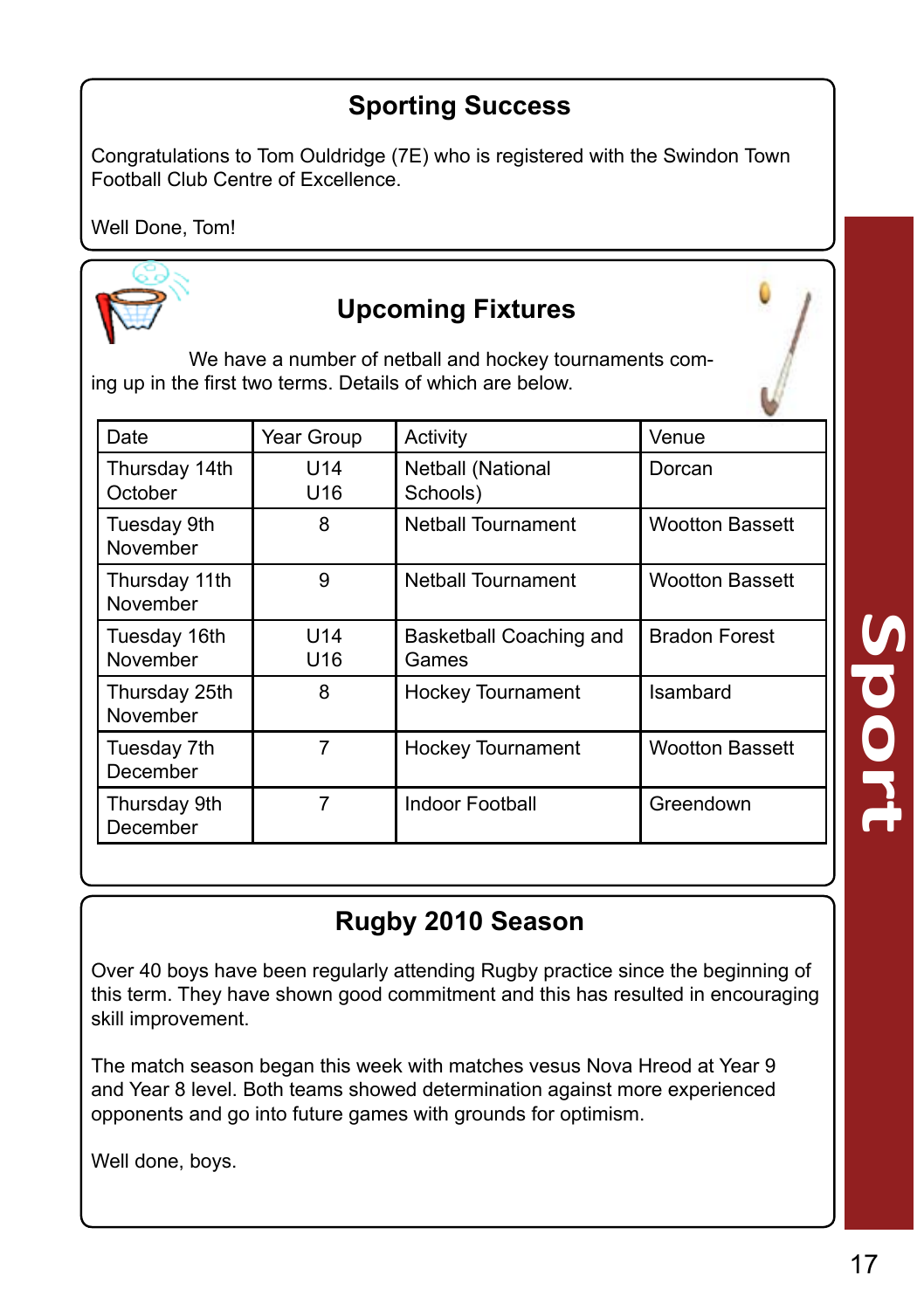## Sporting Success

Congratulations to Tom Ouldridge (7E) who is registered with the Swindon Town Football Club Centre of Excellence.

Well Done, Tom!

## Upcoming Fixtures

We have a number of netball and hockey tournaments coming up in the first two terms. Details of which are below.

| Date | Year Group | Activity | Venue |
|---|---|---|---|
| Thursday 14th October | U14 U16 | Netball (National Schools) | Dorcan |
| Tuesday 9th November | 8 | Netball Tournament | Wootton Bassett |
| Thursday 11th November | 9 | Netball Tournament | Wootton Bassett |
| Tuesday 16th November | U14 U16 | Basketball Coaching and Games | Bradon Forest |
| Thursday 25th November | 8 | Hockey Tournament | Isambard |
| Tuesday 7th December | 7 | Hockey Tournament | Wootton Bassett |
| Thursday 9th December | 7 | Indoor Football | Greendown |

## Rugby 2010 Season

Over 40 boys have been regularly attending Rugby practice since the beginning of this term. They have shown good commitment and this has resulted in encouraging skill improvement.

The match season began this week with matches vesus Nova Hreod at Year 9 and Year 8 level. Both teams showed determination against more experienced opponents and go into future games with grounds for optimism.

Well done, boys.

Sport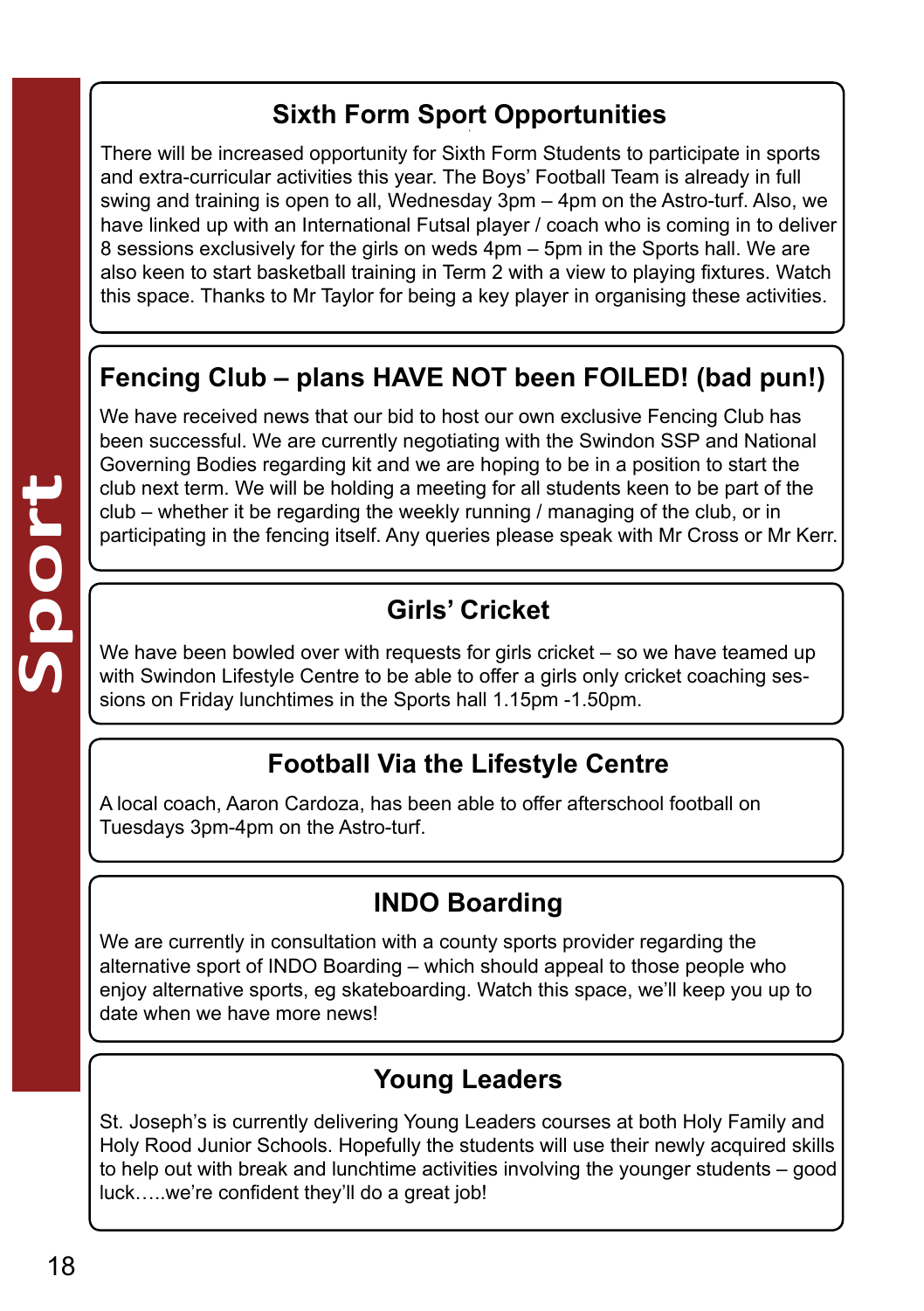# Sport

## Sixth Form Sport Opportunities

There will be increased opportunity for Sixth Form Students to participate in sports and extra-curricular activities this year. The Boys' Football Team is already in full swing and training is open to all, Wednesday 3pm – 4pm on the Astro-turf. Also, we have linked up with an International Futsal player / coach who is coming in to deliver 8 sessions exclusively for the girls on weds 4pm – 5pm in the Sports hall. We are also keen to start basketball training in Term 2 with a view to playing fixtures. Watch this space. Thanks to Mr Taylor for being a key player in organising these activities.

## Fencing Club – plans HAVE NOT been FOILED! (bad pun!)

We have received news that our bid to host our own exclusive Fencing Club has been successful. We are currently negotiating with the Swindon SSP and National Governing Bodies regarding kit and we are hoping to be in a position to start the club next term. We will be holding a meeting for all students keen to be part of the club – whether it be regarding the weekly running / managing of the club, or in participating in the fencing itself. Any queries please speak with Mr Cross or Mr Kerr.

## Girls' Cricket

We have been bowled over with requests for girls cricket – so we have teamed up with Swindon Lifestyle Centre to be able to offer a girls only cricket coaching sessions on Friday lunchtimes in the Sports hall 1.15pm -1.50pm.

## Football Via the Lifestyle Centre

A local coach, Aaron Cardoza, has been able to offer afterschool football on Tuesdays 3pm-4pm on the Astro-turf.

## INDO Boarding

We are currently in consultation with a county sports provider regarding the alternative sport of INDO Boarding – which should appeal to those people who enjoy alternative sports, eg skateboarding. Watch this space, we'll keep you up to date when we have more news!

## Young Leaders

St. Joseph's is currently delivering Young Leaders courses at both Holy Family and Holy Rood Junior Schools. Hopefully the students will use their newly acquired skills to help out with break and lunchtime activities involving the younger students – good luck…..we're confident they'll do a great job!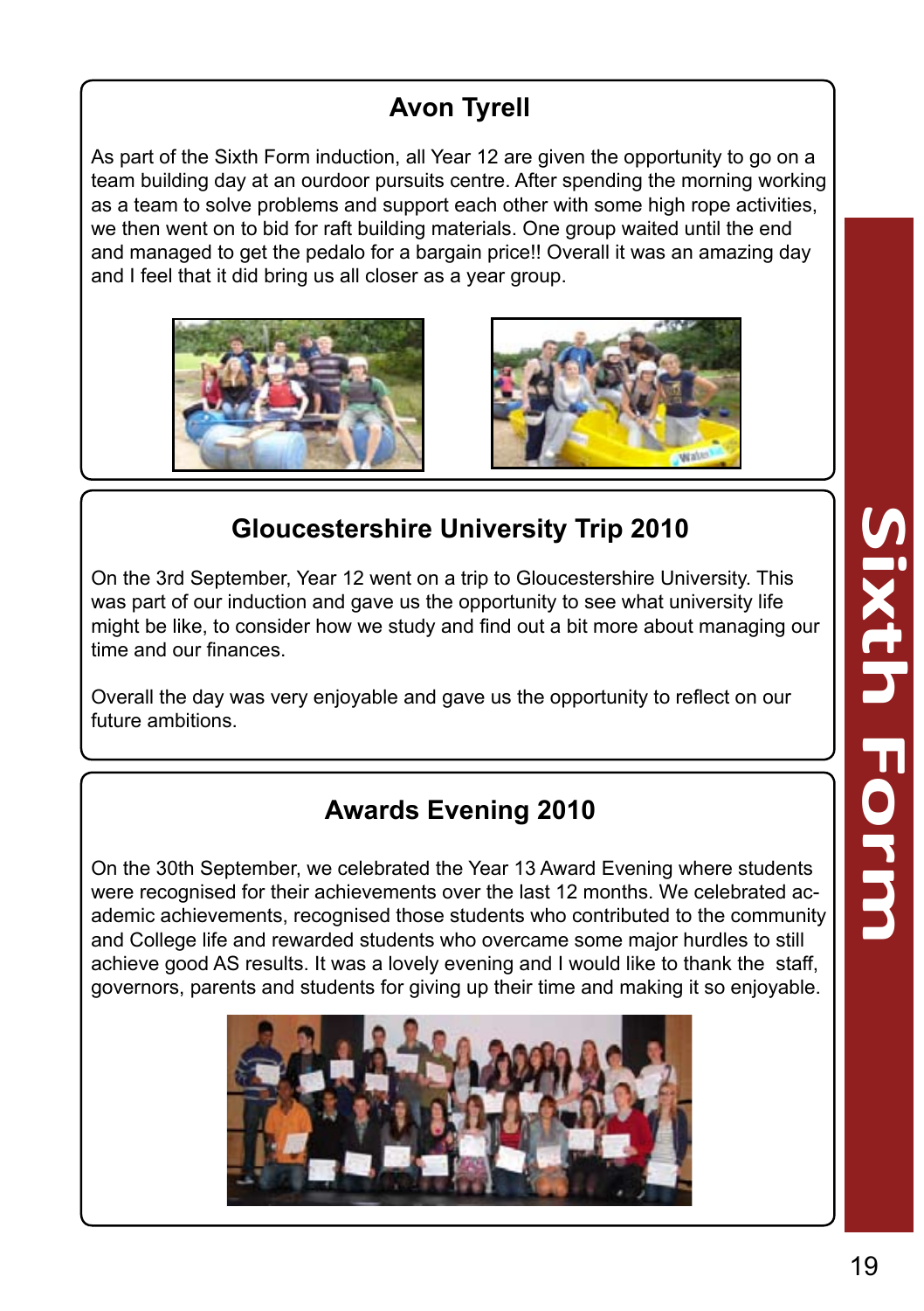## Avon Tyrell

As part of the Sixth Form induction, all Year 12 are given the opportunity to go on a team building day at an ourdoor pursuits centre. After spending the morning working as a team to solve problems and support each other with some high rope activities, we then went on to bid for raft building materials. One group waited until the end and managed to get the pedalo for a bargain price!! Overall it was an amazing day and I feel that it did bring us all closer as a year group.

## Gloucestershire University Trip 2010

On the 3rd September, Year 12 went on a trip to Gloucestershire University. This was part of our induction and gave us the opportunity to see what university life might be like, to consider how we study and find out a bit more about managing our time and our finances.

Overall the day was very enjoyable and gave us the opportunity to reflect on our future ambitions.

## Awards Evening 2010

On the 30th September, we celebrated the Year 13 Award Evening where students were recognised for their achievements over the last 12 months. We celebrated academic achievements, recognised those students who contributed to the community and College life and rewarded students who overcame some major hurdles to still achieve good AS results. It was a lovely evening and I would like to thank the staff, governors, parents and students for giving up their time and making it so enjoyable.

Sixth Form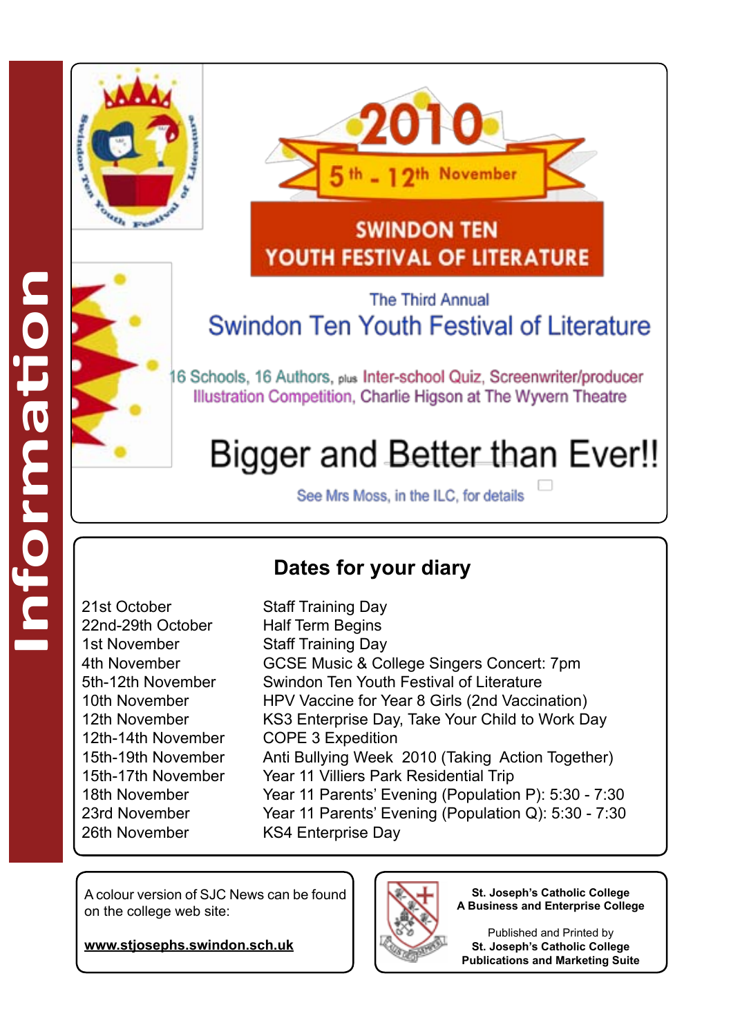Information

# 2010

5th - 12th November

## SWINDON TEN YOUTH FESTIVAL OF LITERATURE

The Third Annual

## Swindon Ten Youth Festival of Literature

16 Schools, 16 Authors, plus Inter-school Quiz, Screenwriter/producer Illustration Competition, Charlie Higson at The Wyvern Theatre

## Bigger and Better than Ever!!

See Mrs Moss, in the ILC, for details

## Dates for your diary

| | |
|---|---|
| 21st October | Staff Training Day |
| 22nd-29th October | Half Term Begins |
| 1st November | Staff Training Day |
| 4th November | GCSE Music & College Singers Concert: 7pm |
| 5th-12th November | Swindon Ten Youth Festival of Literature |
| 10th November | HPV Vaccine for Year 8 Girls (2nd Vaccination) |
| 12th November | KS3 Enterprise Day, Take Your Child to Work Day |
| 12th-14th November | COPE 3 Expedition |
| 15th-19th November | Anti Bullying Week 2010 (Taking Action Together) |
| 15th-17th November | Year 11 Villiers Park Residential Trip |
| 18th November | Year 11 Parents' Evening (Population P): 5:30 - 7:30 |
| 23rd November | Year 11 Parents' Evening (Population Q): 5:30 - 7:30 |
| 26th November | KS4 Enterprise Day |

A colour version of SJC News can be found on the college web site:

**www.stjosephs.swindon.sch.uk**

**St. Joseph's Catholic College**
**A Business and Enterprise College**

Published and Printed by
**St. Joseph's Catholic College**
**Publications and Marketing Suite**